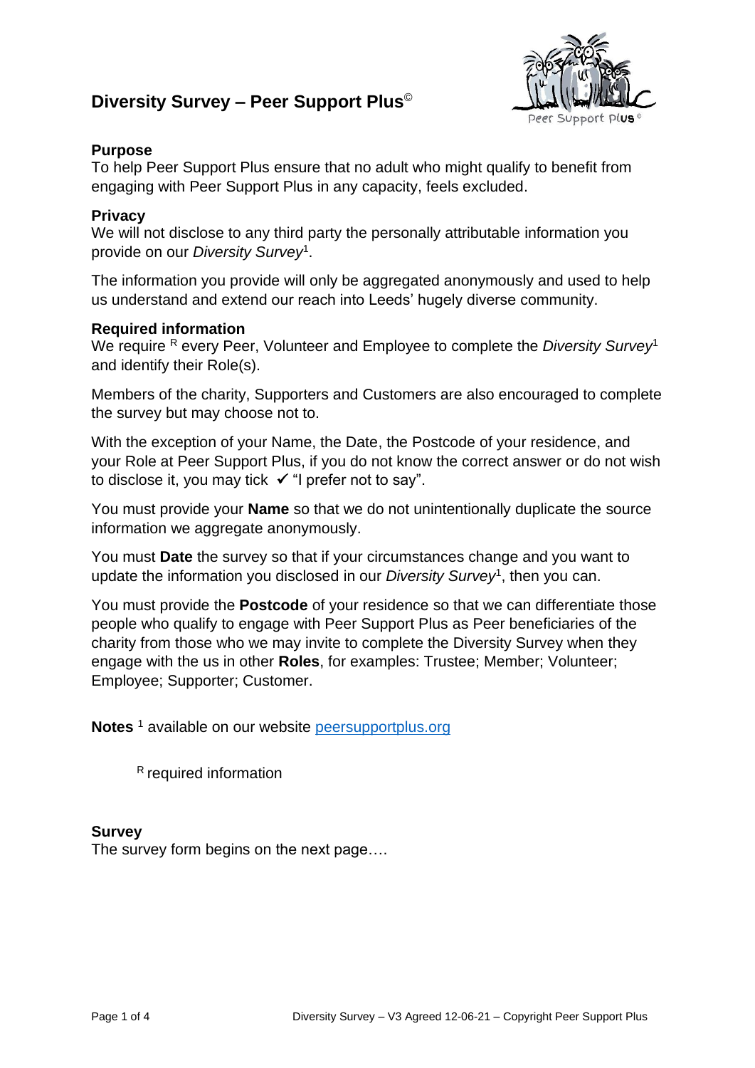# Diversity Survey – Peer Support Plus©

### Purpose

To help Peer Support Plus ensure that no adult who might qualify to benefit from engaging with Peer Support Plus in any capacity, feels excluded.

### Privacy

We will not disclose to any third party the personally attributable information you provide on our *Diversity Survey*[1].

The information you provide will only be aggregated anonymously and used to help us understand and extend our reach into Leeds' hugely diverse community.

### Required information

We require [R] every Peer, Volunteer and Employee to complete the *Diversity Survey*[1] and identify their Role(s).

Members of the charity, Supporters and Customers are also encouraged to complete the survey but may choose not to.

With the exception of your Name, the Date, the Postcode of your residence, and your Role at Peer Support Plus, if you do not know the correct answer or do not wish to disclose it, you may tick ✓ "I prefer not to say".

You must provide your **Name** so that we do not unintentionally duplicate the source information we aggregate anonymously.

You must **Date** the survey so that if your circumstances change and you want to update the information you disclosed in our *Diversity Survey*[1], then you can.

You must provide the **Postcode** of your residence so that we can differentiate those people who qualify to engage with Peer Support Plus as Peer beneficiaries of the charity from those who we may invite to complete the Diversity Survey when they engage with the us in other **Roles**, for examples: Trustee; Member; Volunteer; Employee; Supporter; Customer.

**Notes** [1] available on our website peersupportplus.org

[R] required information

### Survey

The survey form begins on the next page….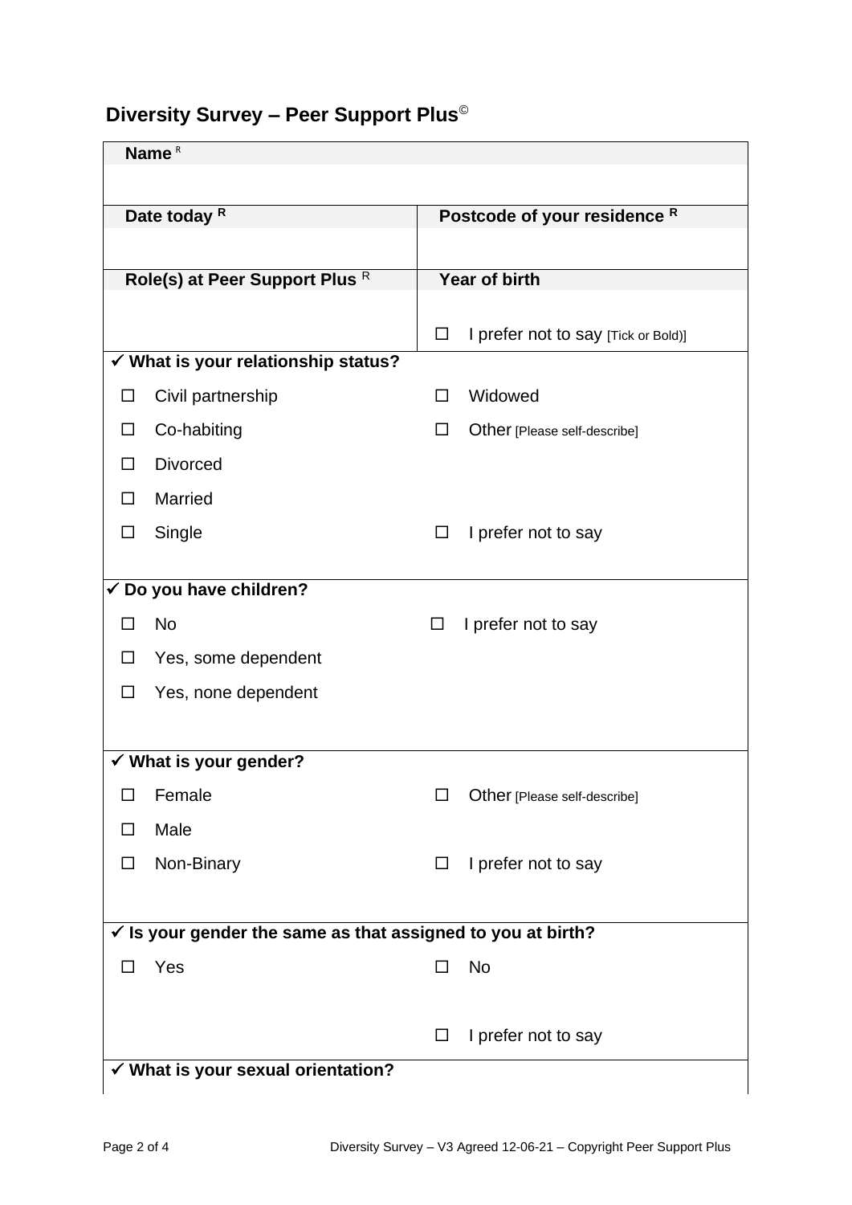# Diversity Survey – Peer Support Plus©

| Name R | |
|---|---|
| | |
| **Date today R** | **Postcode of your residence R** |
| | |
| **Role(s) at Peer Support Plus R** | **Year of birth** |
| | ☐ I prefer not to say [Tick or Bold)] |

**✓ What is your relationship status?**

| | |
|---|---|
| ☐ Civil partnership | ☐ Widowed |
| ☐ Co-habiting | ☐ Other [Please self-describe] |
| ☐ Divorced | |
| ☐ Married | |
| ☐ Single | ☐ I prefer not to say |

**✓ Do you have children?**

| | |
|---|---|
| ☐ No | ☐ I prefer not to say |
| ☐ Yes, some dependent | |
| ☐ Yes, none dependent | |

**✓ What is your gender?**

| | |
|---|---|
| ☐ Female | ☐ Other [Please self-describe] |
| ☐ Male | |
| ☐ Non-Binary | ☐ I prefer not to say |

**✓ Is your gender the same as that assigned to you at birth?**

| | |
|---|---|
| ☐ Yes | ☐ No |
| | ☐ I prefer not to say |

**✓ What is your sexual orientation?**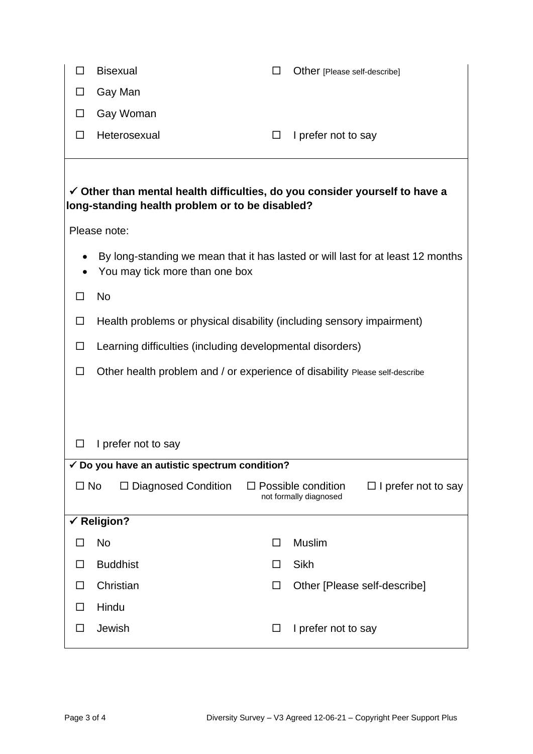- ☐ Bisexual
- ☐ Gay Man
- ☐ Gay Woman
- ☐ Heterosexual
- ☐ Other [Please self-describe]
- ☐ I prefer not to say

**✓ Other than mental health difficulties, do you consider yourself to have a long-standing health problem or to be disabled?**

Please note:

- By long-standing we mean that it has lasted or will last for at least 12 months
- You may tick more than one box

☐ No

☐ Health problems or physical disability (including sensory impairment)

☐ Learning difficulties (including developmental disorders)

☐ Other health problem and / or experience of disability Please self-describe

☐ I prefer not to say

**✓ Do you have an autistic spectrum condition?**

☐ No ☐ Diagnosed Condition ☐ Possible condition not formally diagnosed ☐ I prefer not to say

**✓ Religion?**

- ☐ No
- ☐ Buddhist
- ☐ Christian
- ☐ Hindu
- ☐ Jewish
- ☐ Muslim
- ☐ Sikh
- ☐ Other [Please self-describe]
- ☐ I prefer not to say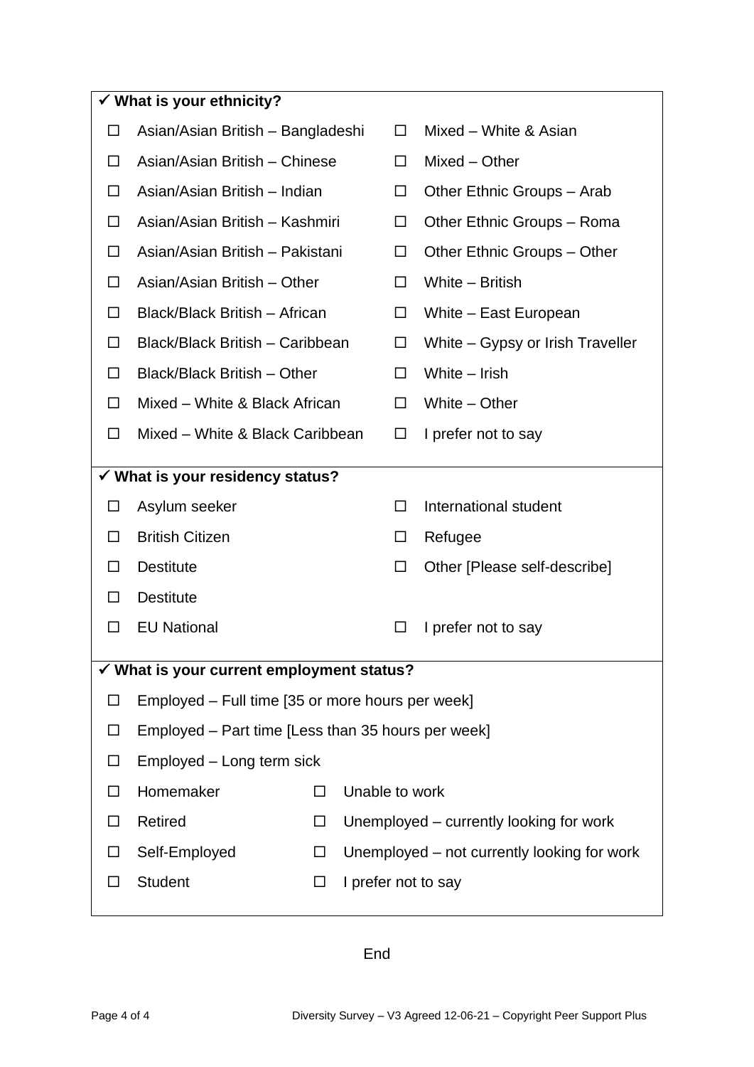✓ **What is your ethnicity?**

- ☐ Asian/Asian British – Bangladeshi
- ☐ Asian/Asian British – Chinese
- ☐ Asian/Asian British – Indian
- ☐ Asian/Asian British – Kashmiri
- ☐ Asian/Asian British – Pakistani
- ☐ Asian/Asian British – Other
- ☐ Black/Black British – African
- ☐ Black/Black British – Caribbean
- ☐ Black/Black British – Other
- ☐ Mixed – White & Black African
- ☐ Mixed – White & Black Caribbean
- ☐ Mixed – White & Asian
- ☐ Mixed – Other
- ☐ Other Ethnic Groups – Arab
- ☐ Other Ethnic Groups – Roma
- ☐ Other Ethnic Groups – Other
- ☐ White – British
- ☐ White – East European
- ☐ White – Gypsy or Irish Traveller
- ☐ White – Irish
- ☐ White – Other
- ☐ I prefer not to say

✓ **What is your residency status?**

- ☐ Asylum seeker
- ☐ British Citizen
- ☐ Destitute
- ☐ Destitute
- ☐ EU National
- ☐ International student
- ☐ Refugee
- ☐ Other [Please self-describe]
- ☐ I prefer not to say

✓ **What is your current employment status?**

- ☐ Employed – Full time [35 or more hours per week]
- ☐ Employed – Part time [Less than 35 hours per week]
- ☐ Employed – Long term sick
- ☐ Homemaker
- ☐ Retired
- ☐ Self-Employed
- ☐ Student
- ☐ Unable to work
- ☐ Unemployed – currently looking for work
- ☐ Unemployed – not currently looking for work
- ☐ I prefer not to say

End